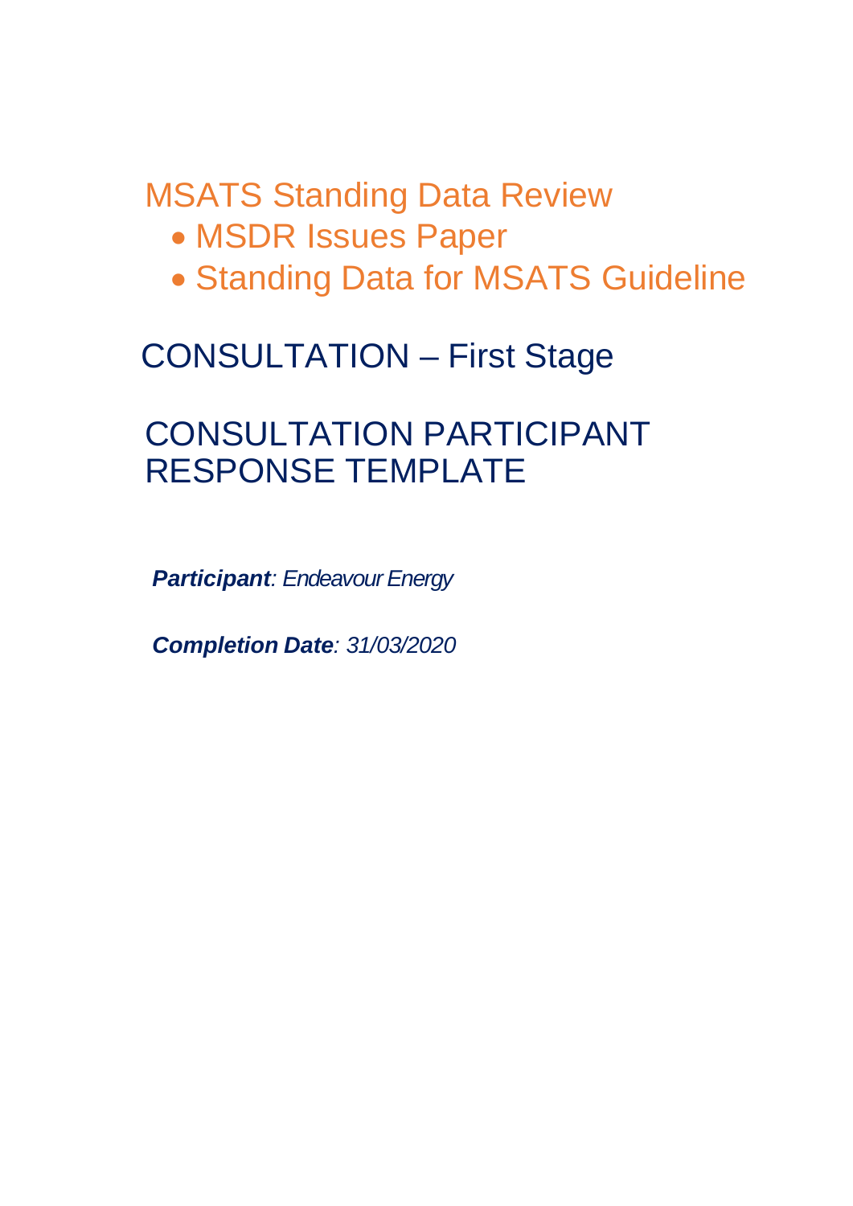# MSATS Standing Data Review

- MSDR Issues Paper
- Standing Data for MSATS Guideline

## CONSULTATION – First Stage

## CONSULTATION PARTICIPANT RESPONSE TEMPLATE

***Participant**: Endeavour Energy*

***Completion Date**: 31/03/2020*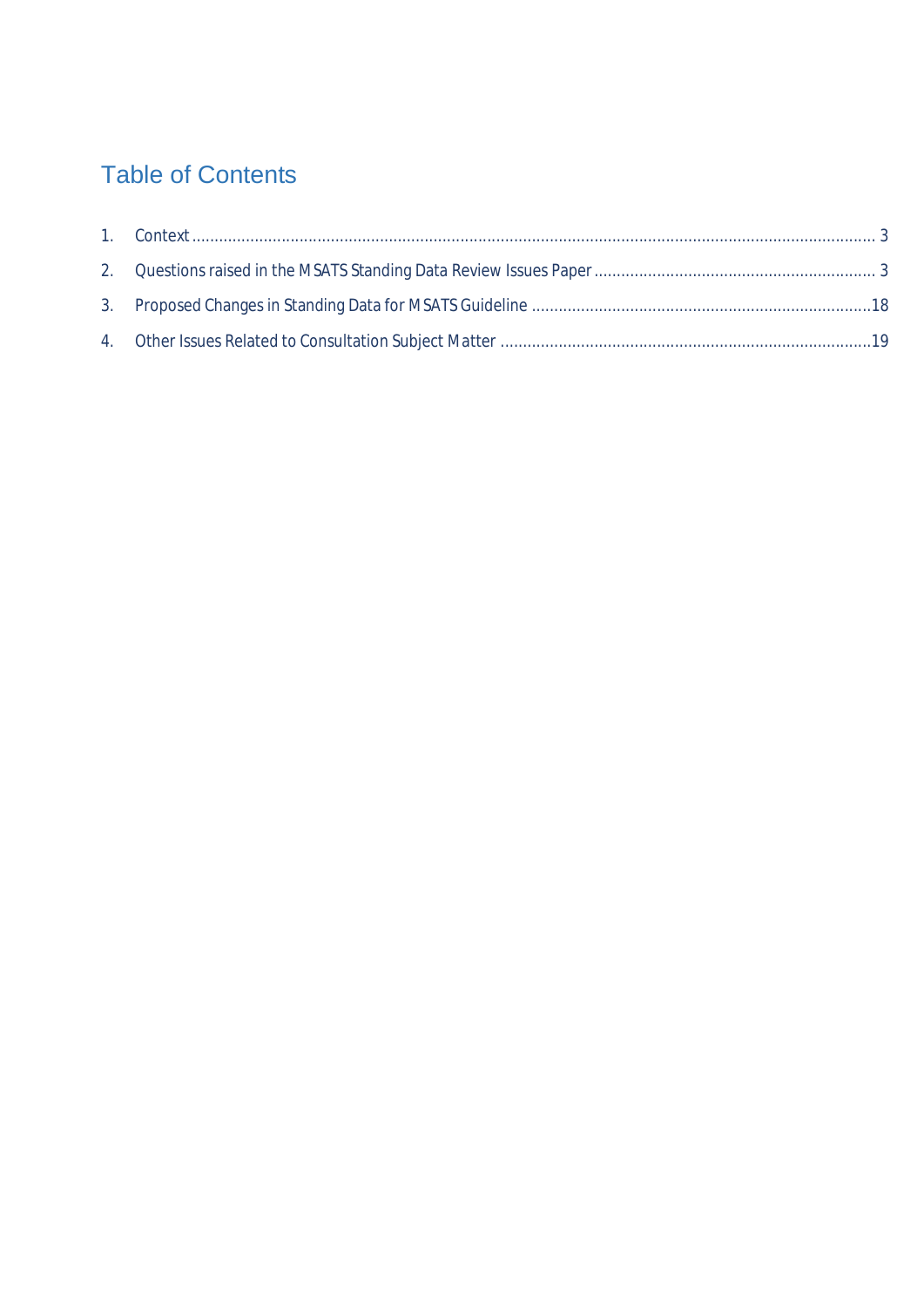# Table of Contents

1. Context ........................................................................................................................................................ 3
2. Questions raised in the MSATS Standing Data Review Issues Paper ............................................................... 3
3. Proposed Changes in Standing Data for MSATS Guideline ............................................................................18
4. Other Issues Related to Consultation Subject Matter ...................................................................................19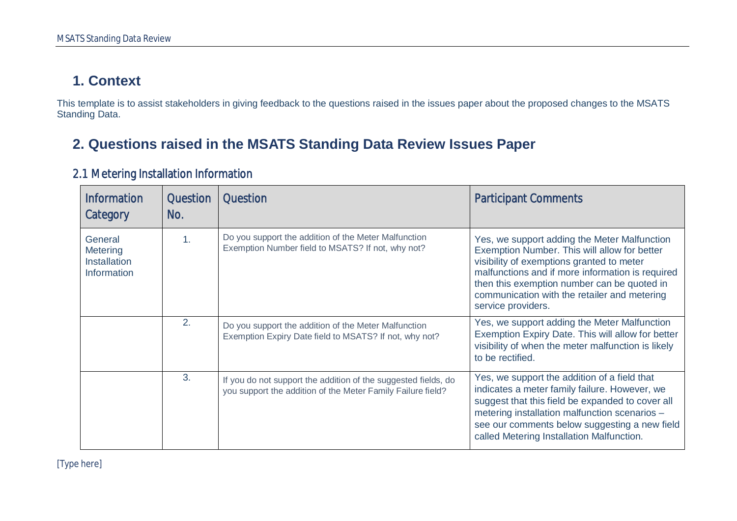# 1. Context

This template is to assist stakeholders in giving feedback to the questions raised in the issues paper about the proposed changes to the MSATS Standing Data.

# 2. Questions raised in the MSATS Standing Data Review Issues Paper

## 2.1 Metering Installation Information

| Information Category | Question No. | Question | Participant Comments |
|---|---|---|---|
| General Metering Installation Information | 1. | Do you support the addition of the Meter Malfunction Exemption Number field to MSATS? If not, why not? | Yes, we support adding the Meter Malfunction Exemption Number. This will allow for better visibility of exemptions granted to meter malfunctions and if more information is required then this exemption number can be quoted in communication with the retailer and metering service providers. |
| | 2. | Do you support the addition of the Meter Malfunction Exemption Expiry Date field to MSATS? If not, why not? | Yes, we support adding the Meter Malfunction Exemption Expiry Date. This will allow for better visibility of when the meter malfunction is likely to be rectified. |
| | 3. | If you do not support the addition of the suggested fields, do you support the addition of the Meter Family Failure field? | Yes, we support the addition of a field that indicates a meter family failure. However, we suggest that this field be expanded to cover all metering installation malfunction scenarios – see our comments below suggesting a new field called Metering Installation Malfunction. |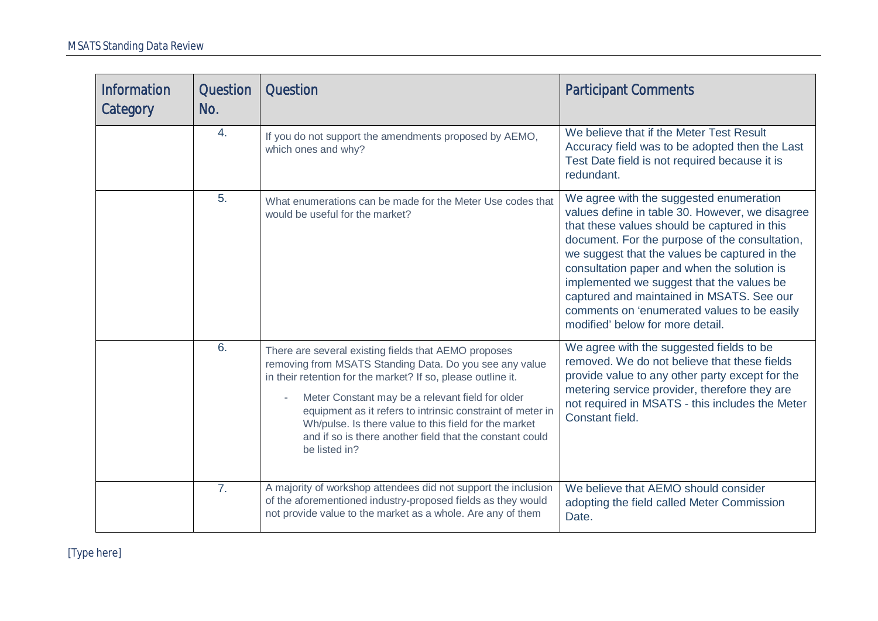| Information Category | Question No. | Question | Participant Comments |
|---|---|---|---|
| | 4. | If you do not support the amendments proposed by AEMO, which ones and why? | We believe that if the Meter Test Result Accuracy field was to be adopted then the Last Test Date field is not required because it is redundant. |
| | 5. | What enumerations can be made for the Meter Use codes that would be useful for the market? | We agree with the suggested enumeration values define in table 30. However, we disagree that these values should be captured in this document. For the purpose of the consultation, we suggest that the values be captured in the consultation paper and when the solution is implemented we suggest that the values be captured and maintained in MSATS. See our comments on 'enumerated values to be easily modified' below for more detail. |
| | 6. | There are several existing fields that AEMO proposes removing from MSATS Standing Data. Do you see any value in their retention for the market? If so, please outline it.<br><br>- Meter Constant may be a relevant field for older equipment as it refers to intrinsic constraint of meter in Wh/pulse. Is there value to this field for the market and if so is there another field that the constant could be listed in? | We agree with the suggested fields to be removed. We do not believe that these fields provide value to any other party except for the metering service provider, therefore they are not required in MSATS - this includes the Meter Constant field. |
| | 7. | A majority of workshop attendees did not support the inclusion of the aforementioned industry-proposed fields as they would not provide value to the market as a whole. Are any of them | We believe that AEMO should consider adopting the field called Meter Commission Date. |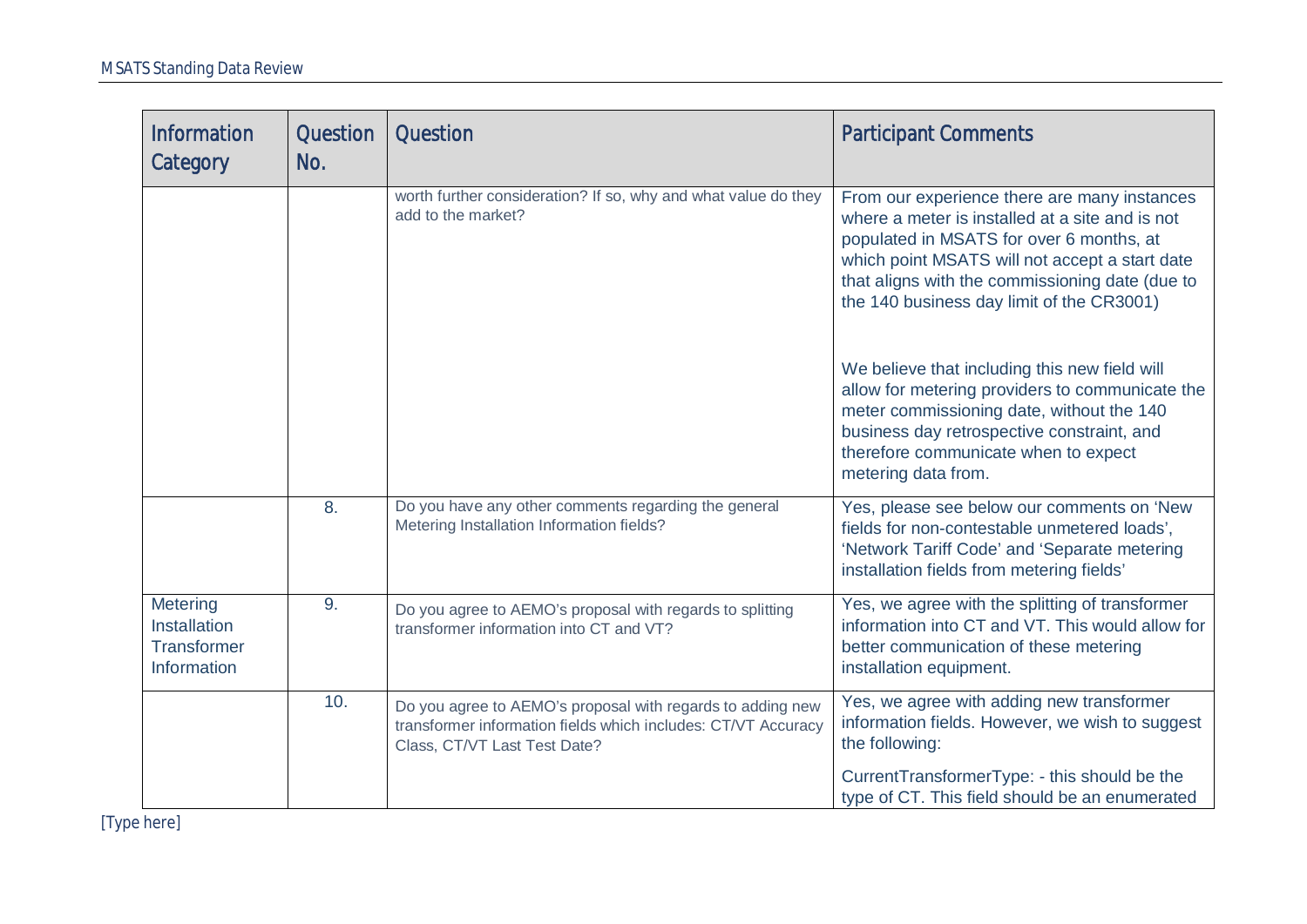| Information Category | Question No. | Question | Participant Comments |
|---|---|---|---|
| | | worth further consideration? If so, why and what value do they add to the market? | From our experience there are many instances where a meter is installed at a site and is not populated in MSATS for over 6 months, at which point MSATS will not accept a start date that aligns with the commissioning date (due to the 140 business day limit of the CR3001)<br><br>We believe that including this new field will allow for metering providers to communicate the meter commissioning date, without the 140 business day retrospective constraint, and therefore communicate when to expect metering data from. |
| | 8. | Do you have any other comments regarding the general Metering Installation Information fields? | Yes, please see below our comments on 'New fields for non-contestable unmetered loads', 'Network Tariff Code' and 'Separate metering installation fields from metering fields' |
| Metering Installation Transformer Information | 9. | Do you agree to AEMO's proposal with regards to splitting transformer information into CT and VT? | Yes, we agree with the splitting of transformer information into CT and VT. This would allow for better communication of these metering installation equipment. |
| | 10. | Do you agree to AEMO's proposal with regards to adding new transformer information fields which includes: CT/VT Accuracy Class, CT/VT Last Test Date? | Yes, we agree with adding new transformer information fields. However, we wish to suggest the following:<br><br>CurrentTransformerType: - this should be the type of CT. This field should be an enumerated |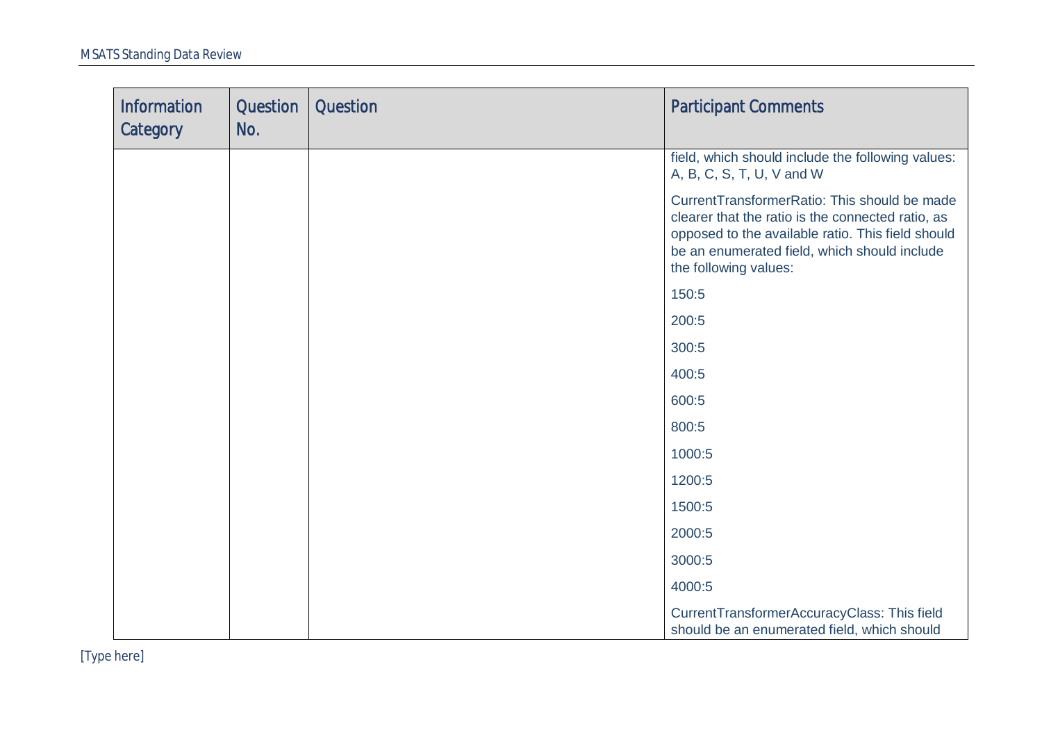| Information Category | Question No. | Question | Participant Comments |
|---|---|---|---|
| | | | field, which should include the following values: A, B, C, S, T, U, V and W<br><br>CurrentTransformerRatio: This should be made clearer that the ratio is the connected ratio, as opposed to the available ratio. This field should be an enumerated field, which should include the following values:<br><br>150:5<br><br>200:5<br><br>300:5<br><br>400:5<br><br>600:5<br><br>800:5<br><br>1000:5<br><br>1200:5<br><br>1500:5<br><br>2000:5<br><br>3000:5<br><br>4000:5<br><br>CurrentTransformerAccuracyClass: This field should be an enumerated field, which should |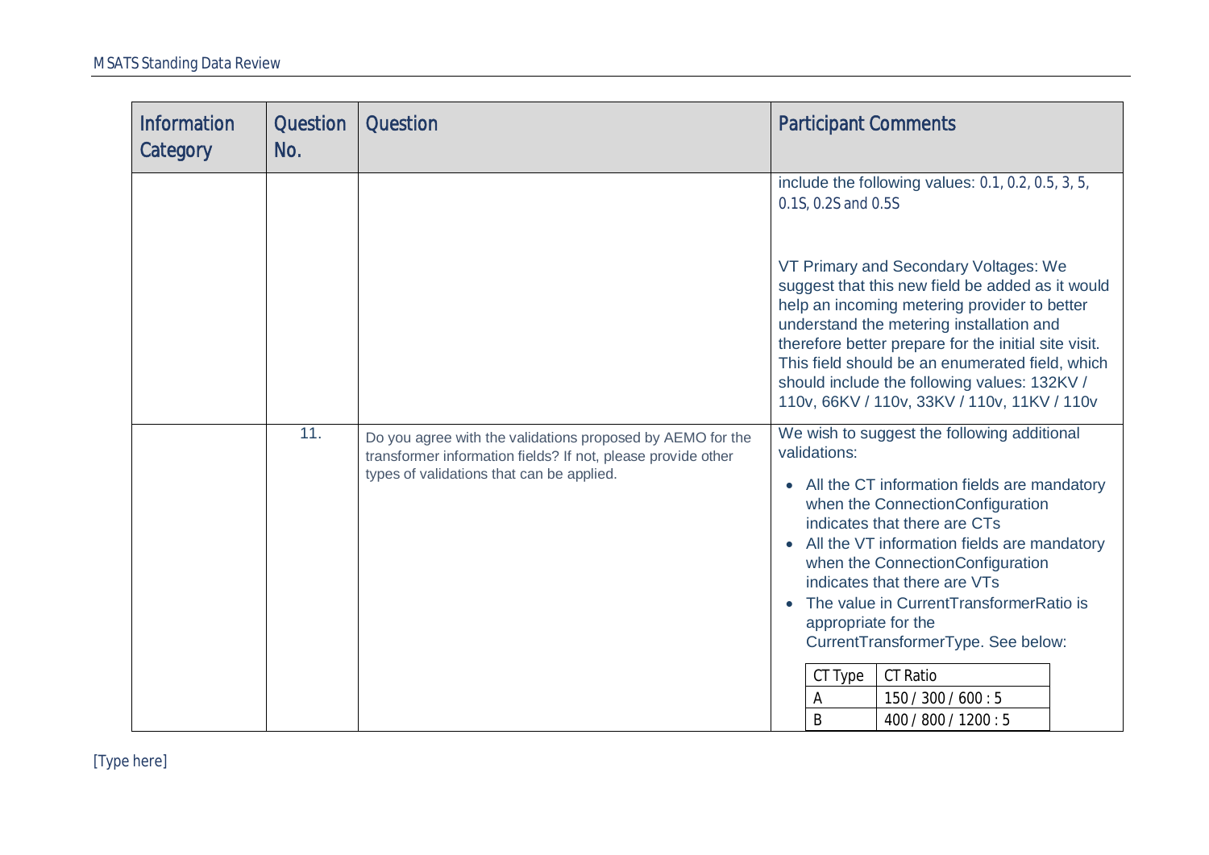| Information Category | Question No. | Question | Participant Comments |
|---|---|---|---|
| | | | include the following values: 0.1, 0.2, 0.5, 3, 5, 0.1S, 0.2S and 0.5S<br><br>VT Primary and Secondary Voltages: We suggest that this new field be added as it would help an incoming metering provider to better understand the metering installation and therefore better prepare for the initial site visit. This field should be an enumerated field, which should include the following values: 132KV / 110v, 66KV / 110v, 33KV / 110v, 11KV / 110v |
| | 11. | Do you agree with the validations proposed by AEMO for the transformer information fields? If not, please provide other types of validations that can be applied. | We wish to suggest the following additional validations:<br>• All the CT information fields are mandatory when the ConnectionConfiguration indicates that there are CTs<br>• All the VT information fields are mandatory when the ConnectionConfiguration indicates that there are VTs<br>• The value in CurrentTransformerRatio is appropriate for the CurrentTransformerType. See below:<br><br>CT Type: A — CT Ratio: 150 / 300 / 600 : 5<br>CT Type: B — CT Ratio: 400 / 800 / 1200 : 5 |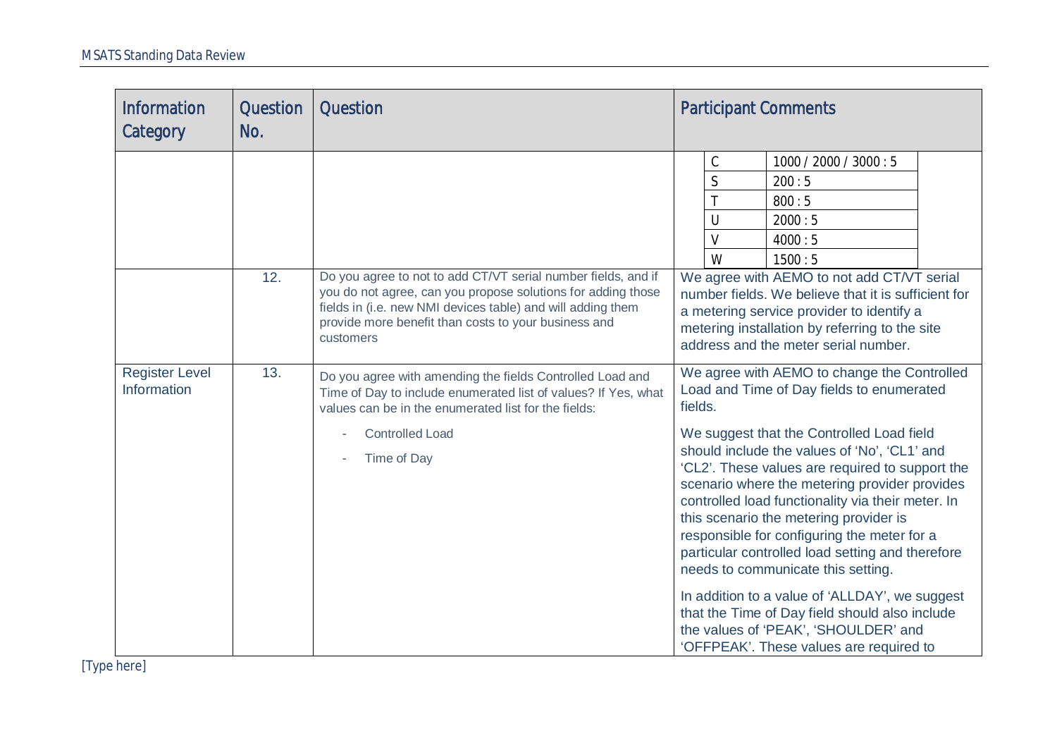| Information Category | Question No. | Question | Participant Comments |
|---|---|---|---|
| | | | C — 1000 / 2000 / 3000 : 5<br>S — 200 : 5<br>T — 800 : 5<br>U — 2000 : 5<br>V — 4000 : 5<br>W — 1500 : 5 |
| | 12. | Do you agree to not to add CT/VT serial number fields, and if you do not agree, can you propose solutions for adding those fields in (i.e. new NMI devices table) and will adding them provide more benefit than costs to your business and customers | We agree with AEMO to not add CT/VT serial number fields. We believe that it is sufficient for a metering service provider to identify a metering installation by referring to the site address and the meter serial number. |
| Register Level Information | 13. | Do you agree with amending the fields Controlled Load and Time of Day to include enumerated list of values? If Yes, what values can be in the enumerated list for the fields:<br>- Controlled Load<br>- Time of Day | We agree with AEMO to change the Controlled Load and Time of Day fields to enumerated fields.<br><br>We suggest that the Controlled Load field should include the values of 'No', 'CL1' and 'CL2'. These values are required to support the scenario where the metering provider provides controlled load functionality via their meter. In this scenario the metering provider is responsible for configuring the meter for a particular controlled load setting and therefore needs to communicate this setting.<br><br>In addition to a value of 'ALLDAY', we suggest that the Time of Day field should also include the values of 'PEAK', 'SHOULDER' and 'OFFPEAK'. These values are required to |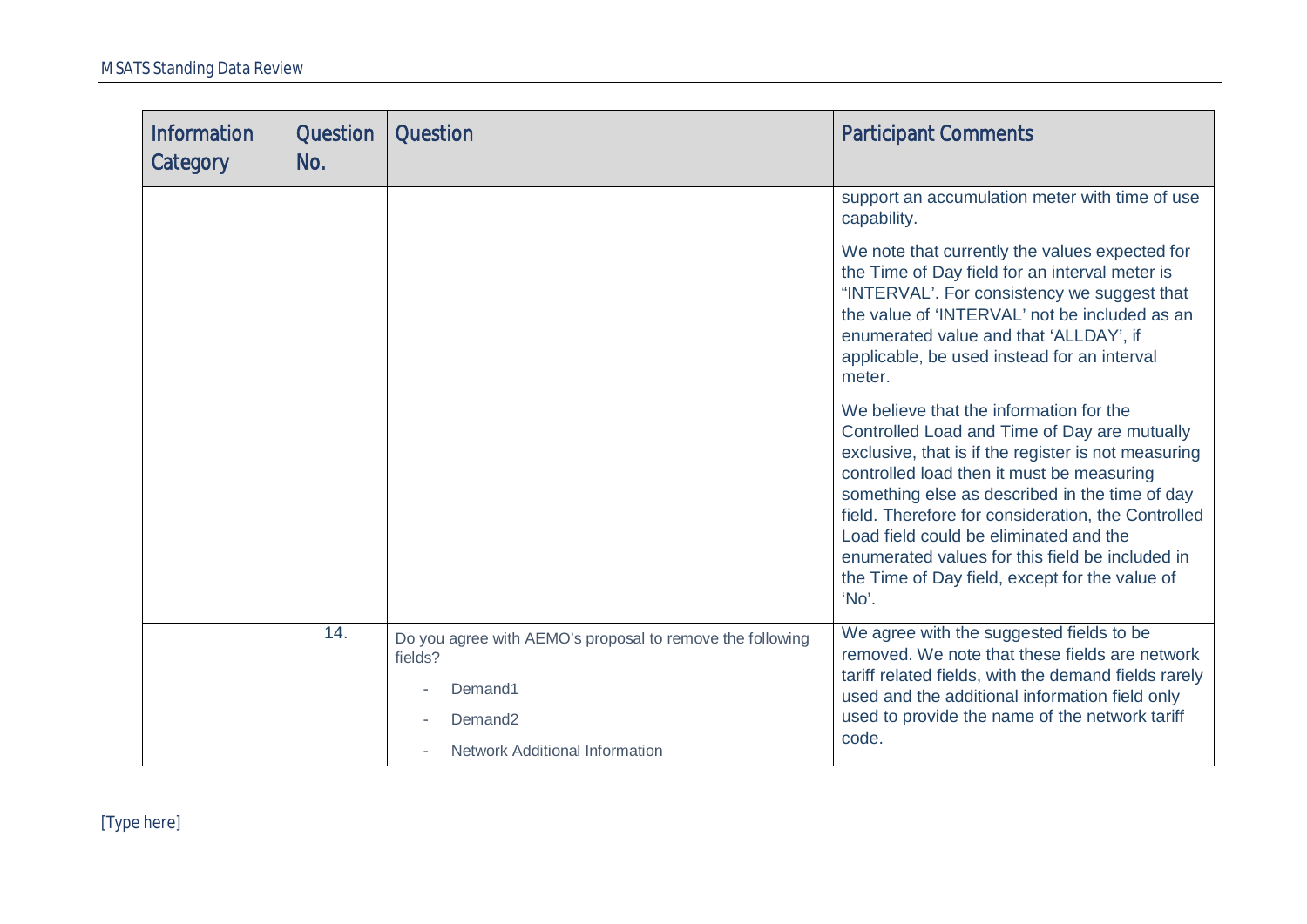| Information Category | Question No. | Question | Participant Comments |
|---|---|---|---|
| | | | support an accumulation meter with time of use capability.<br><br>We note that currently the values expected for the Time of Day field for an interval meter is "INTERVAL'. For consistency we suggest that the value of 'INTERVAL' not be included as an enumerated value and that 'ALLDAY', if applicable, be used instead for an interval meter.<br><br>We believe that the information for the Controlled Load and Time of Day are mutually exclusive, that is if the register is not measuring controlled load then it must be measuring something else as described in the time of day field. Therefore for consideration, the Controlled Load field could be eliminated and the enumerated values for this field be included in the Time of Day field, except for the value of 'No'. |
| | 14. | Do you agree with AEMO's proposal to remove the following fields?<br>- Demand1<br>- Demand2<br>- Network Additional Information | We agree with the suggested fields to be removed. We note that these fields are network tariff related fields, with the demand fields rarely used and the additional information field only used to provide the name of the network tariff code. |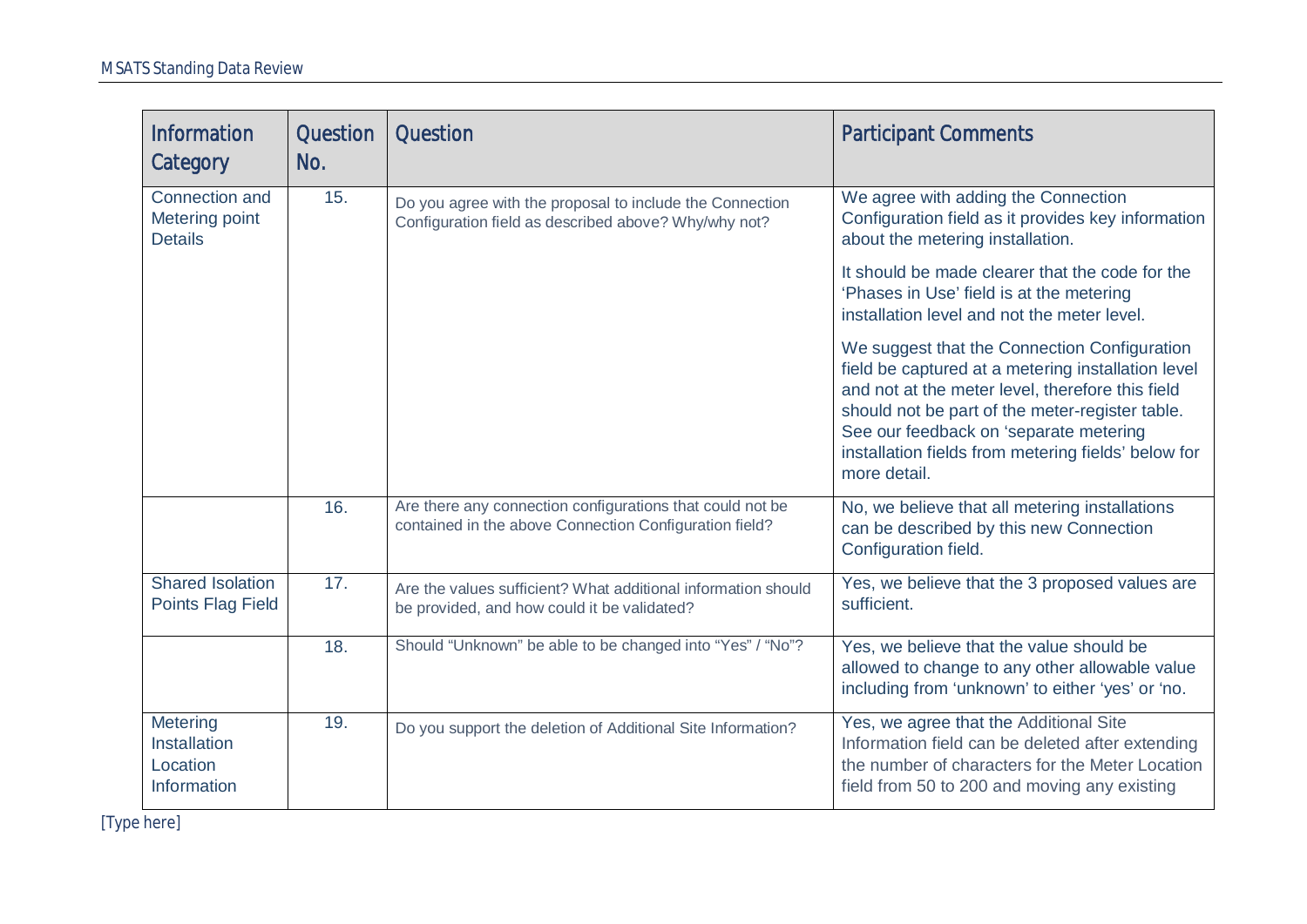| Information Category | Question No. | Question | Participant Comments |
| --- | --- | --- | --- |
| Connection and Metering point Details | 15. | Do you agree with the proposal to include the Connection Configuration field as described above? Why/why not? | We agree with adding the Connection Configuration field as it provides key information about the metering installation.<br><br>It should be made clearer that the code for the 'Phases in Use' field is at the metering installation level and not the meter level.<br><br>We suggest that the Connection Configuration field be captured at a metering installation level and not at the meter level, therefore this field should not be part of the meter-register table. See our feedback on 'separate metering installation fields from metering fields' below for more detail. |
| | 16. | Are there any connection configurations that could not be contained in the above Connection Configuration field? | No, we believe that all metering installations can be described by this new Connection Configuration field. |
| Shared Isolation Points Flag Field | 17. | Are the values sufficient? What additional information should be provided, and how could it be validated? | Yes, we believe that the 3 proposed values are sufficient. |
| | 18. | Should "Unknown" be able to be changed into "Yes" / "No"? | Yes, we believe that the value should be allowed to change to any other allowable value including from 'unknown' to either 'yes' or 'no. |
| Metering Installation Location Information | 19. | Do you support the deletion of Additional Site Information? | Yes, we agree that the Additional Site Information field can be deleted after extending the number of characters for the Meter Location field from 50 to 200 and moving any existing |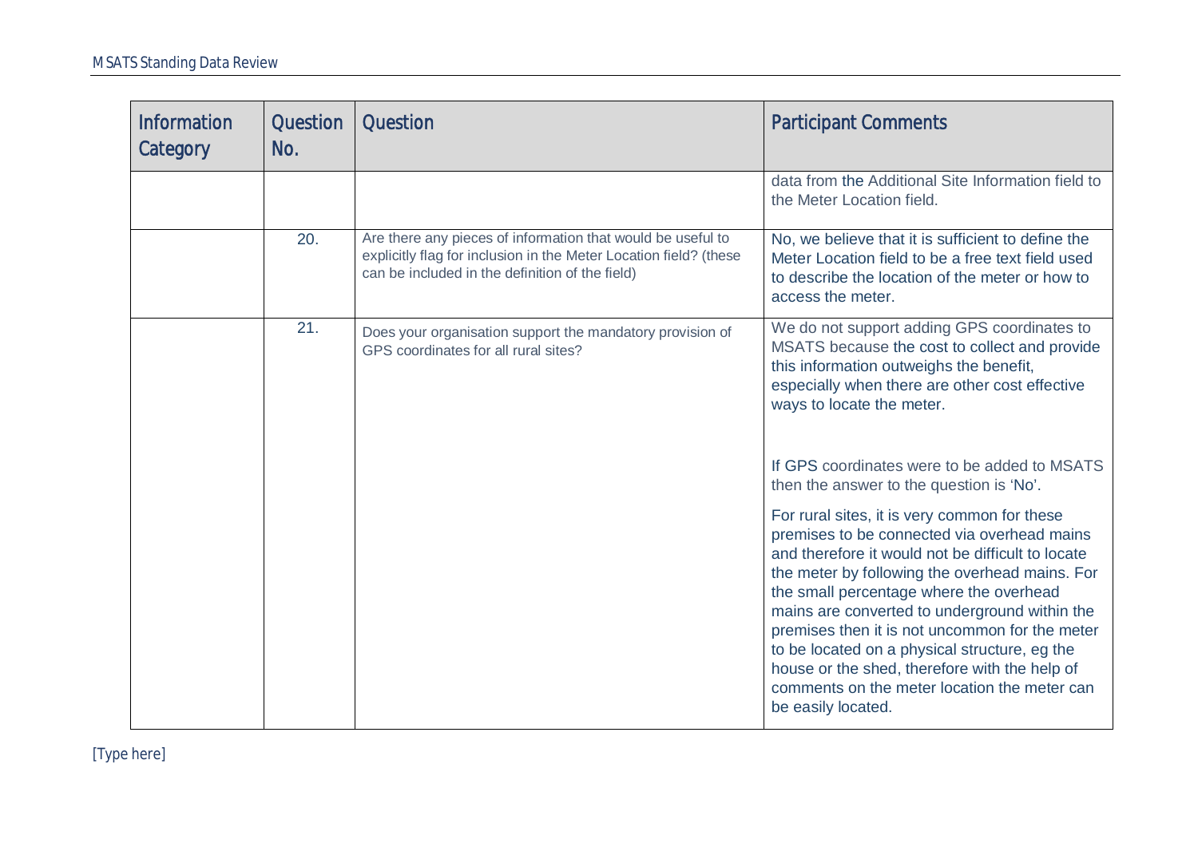| Information Category | Question No. | Question | Participant Comments |
|---|---|---|---|
| | | | data from the Additional Site Information field to the Meter Location field. |
| | 20. | Are there any pieces of information that would be useful to explicitly flag for inclusion in the Meter Location field? (these can be included in the definition of the field) | No, we believe that it is sufficient to define the Meter Location field to be a free text field used to describe the location of the meter or how to access the meter. |
| | 21. | Does your organisation support the mandatory provision of GPS coordinates for all rural sites? | We do not support adding GPS coordinates to MSATS because the cost to collect and provide this information outweighs the benefit, especially when there are other cost effective ways to locate the meter.<br><br>If GPS coordinates were to be added to MSATS then the answer to the question is 'No'.<br><br>For rural sites, it is very common for these premises to be connected via overhead mains and therefore it would not be difficult to locate the meter by following the overhead mains. For the small percentage where the overhead mains are converted to underground within the premises then it is not uncommon for the meter to be located on a physical structure, eg the house or the shed, therefore with the help of comments on the meter location the meter can be easily located. |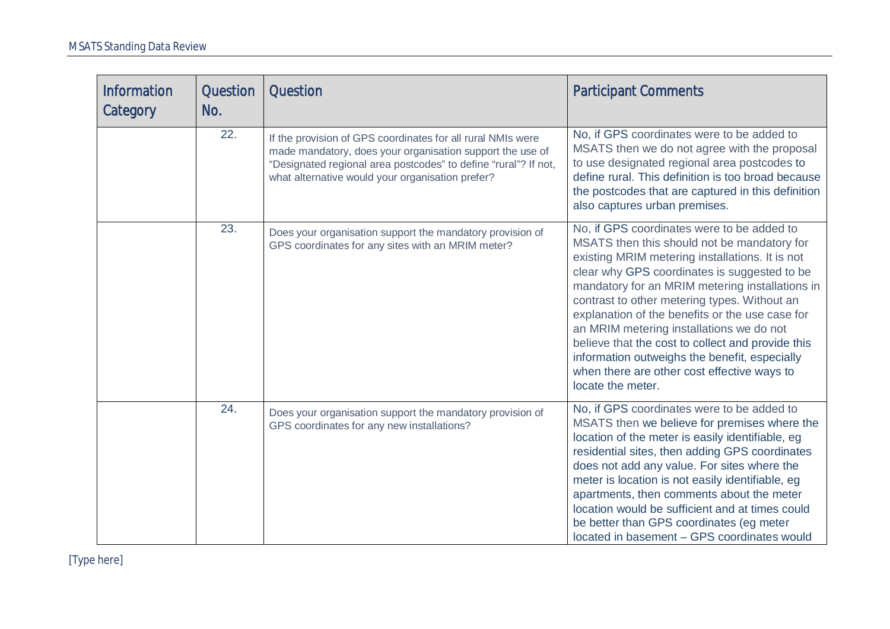| Information Category | Question No. | Question | Participant Comments |
|---|---|---|---|
| | 22. | If the provision of GPS coordinates for all rural NMIs were made mandatory, does your organisation support the use of "Designated regional area postcodes" to define "rural"? If not, what alternative would your organisation prefer? | No, if GPS coordinates were to be added to MSATS then we do not agree with the proposal to use designated regional area postcodes to define rural. This definition is too broad because the postcodes that are captured in this definition also captures urban premises. |
| | 23. | Does your organisation support the mandatory provision of GPS coordinates for any sites with an MRIM meter? | No, if GPS coordinates were to be added to MSATS then this should not be mandatory for existing MRIM metering installations. It is not clear why GPS coordinates is suggested to be mandatory for an MRIM metering installations in contrast to other metering types. Without an explanation of the benefits or the use case for an MRIM metering installations we do not believe that the cost to collect and provide this information outweighs the benefit, especially when there are other cost effective ways to locate the meter. |
| | 24. | Does your organisation support the mandatory provision of GPS coordinates for any new installations? | No, if GPS coordinates were to be added to MSATS then we believe for premises where the location of the meter is easily identifiable, eg residential sites, then adding GPS coordinates does not add any value. For sites where the meter is location is not easily identifiable, eg apartments, then comments about the meter location would be sufficient and at times could be better than GPS coordinates (eg meter located in basement – GPS coordinates would |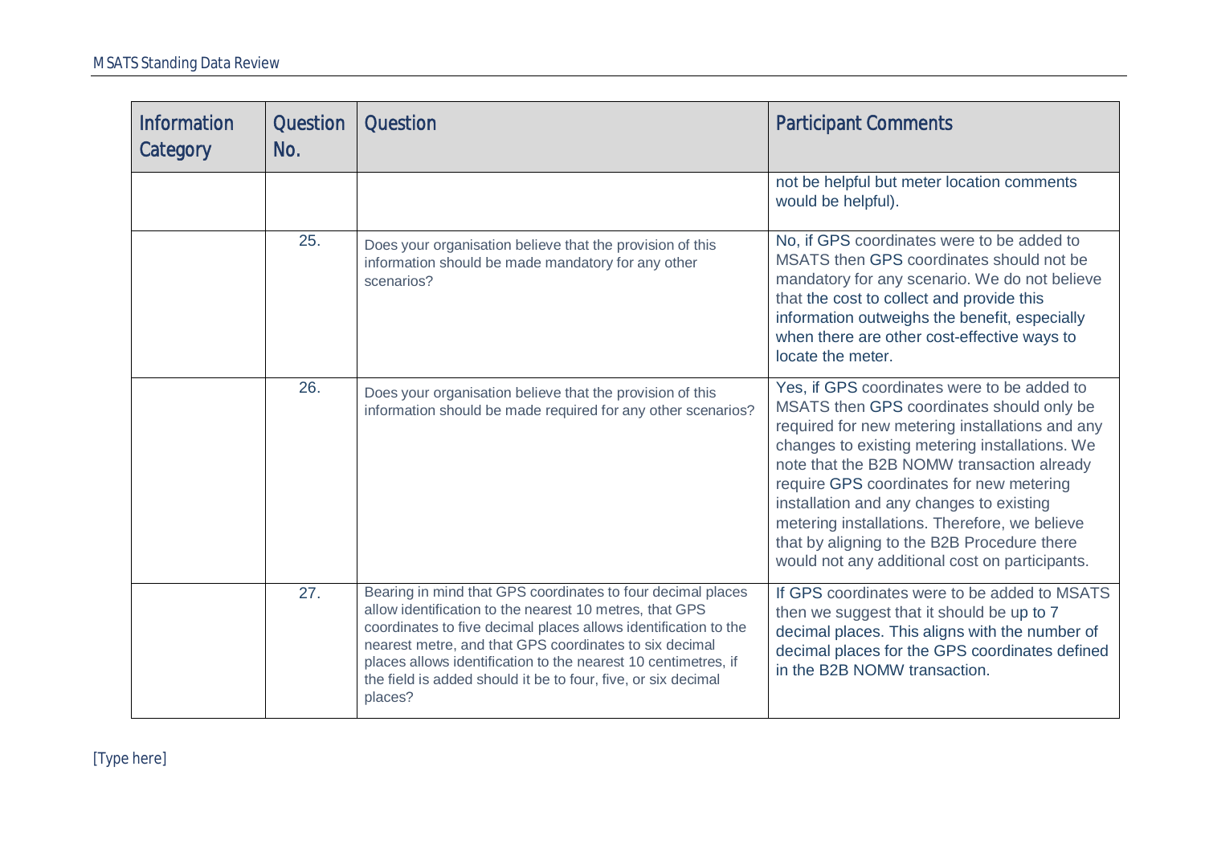| Information Category | Question No. | Question | Participant Comments |
|---|---|---|---|
| | | | not be helpful but meter location comments would be helpful). |
| | 25. | Does your organisation believe that the provision of this information should be made mandatory for any other scenarios? | No, if GPS coordinates were to be added to MSATS then GPS coordinates should not be mandatory for any scenario. We do not believe that the cost to collect and provide this information outweighs the benefit, especially when there are other cost-effective ways to locate the meter. |
| | 26. | Does your organisation believe that the provision of this information should be made required for any other scenarios? | Yes, if GPS coordinates were to be added to MSATS then GPS coordinates should only be required for new metering installations and any changes to existing metering installations. We note that the B2B NOMW transaction already require GPS coordinates for new metering installation and any changes to existing metering installations. Therefore, we believe that by aligning to the B2B Procedure there would not any additional cost on participants. |
| | 27. | Bearing in mind that GPS coordinates to four decimal places allow identification to the nearest 10 metres, that GPS coordinates to five decimal places allows identification to the nearest metre, and that GPS coordinates to six decimal places allows identification to the nearest 10 centimetres, if the field is added should it be to four, five, or six decimal places? | If GPS coordinates were to be added to MSATS then we suggest that it should be up to 7 decimal places. This aligns with the number of decimal places for the GPS coordinates defined in the B2B NOMW transaction. |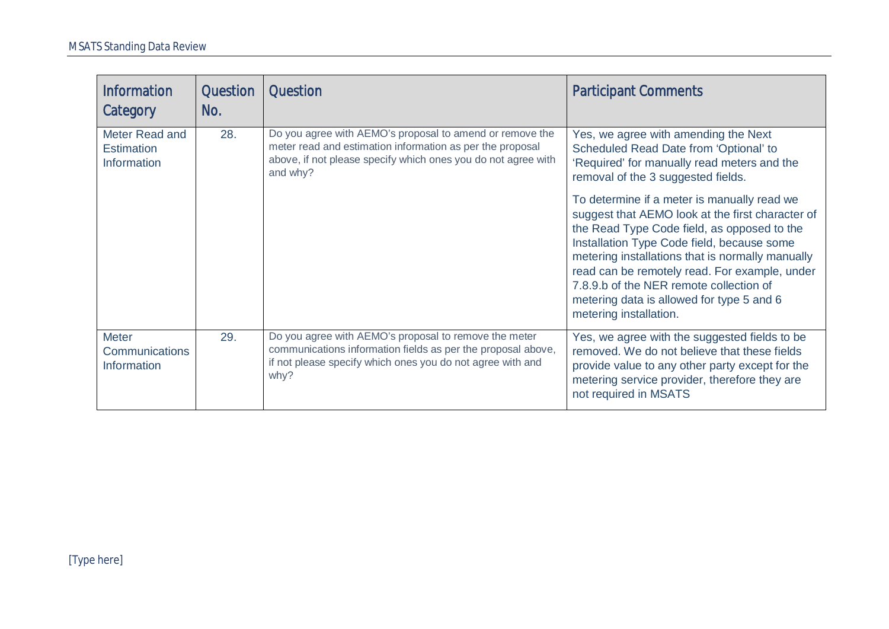| Information Category | Question No. | Question | Participant Comments |
|---|---|---|---|
| Meter Read and Estimation Information | 28. | Do you agree with AEMO's proposal to amend or remove the meter read and estimation information as per the proposal above, if not please specify which ones you do not agree with and why? | Yes, we agree with amending the Next Scheduled Read Date from 'Optional' to 'Required' for manually read meters and the removal of the 3 suggested fields.<br><br>To determine if a meter is manually read we suggest that AEMO look at the first character of the Read Type Code field, as opposed to the Installation Type Code field, because some metering installations that is normally manually read can be remotely read. For example, under 7.8.9.b of the NER remote collection of metering data is allowed for type 5 and 6 metering installation. |
| Meter Communications Information | 29. | Do you agree with AEMO's proposal to remove the meter communications information fields as per the proposal above, if not please specify which ones you do not agree with and why? | Yes, we agree with the suggested fields to be removed. We do not believe that these fields provide value to any other party except for the metering service provider, therefore they are not required in MSATS |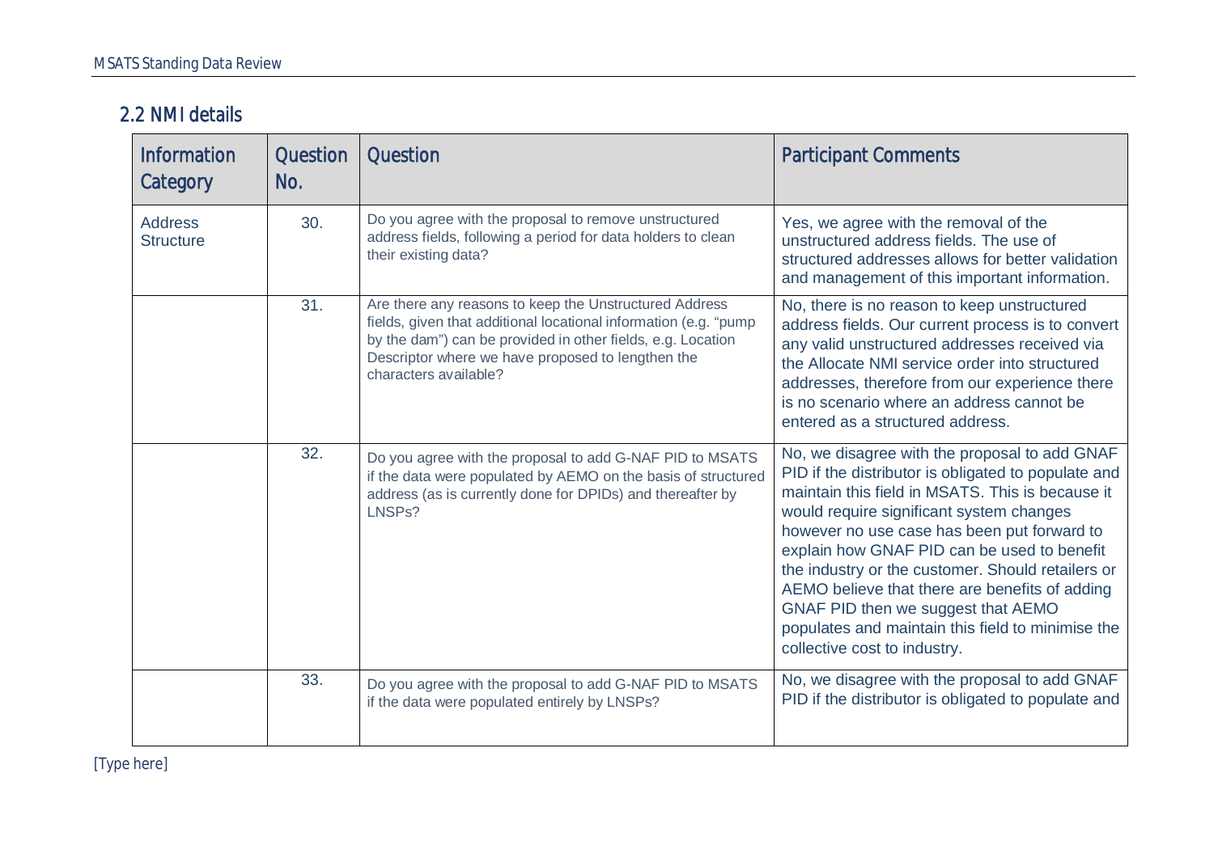## 2.2 NMI details

| Information Category | Question No. | Question | Participant Comments |
|---|---|---|---|
| Address Structure | 30. | Do you agree with the proposal to remove unstructured address fields, following a period for data holders to clean their existing data? | Yes, we agree with the removal of the unstructured address fields. The use of structured addresses allows for better validation and management of this important information. |
| | 31. | Are there any reasons to keep the Unstructured Address fields, given that additional locational information (e.g. "pump by the dam") can be provided in other fields, e.g. Location Descriptor where we have proposed to lengthen the characters available? | No, there is no reason to keep unstructured address fields. Our current process is to convert any valid unstructured addresses received via the Allocate NMI service order into structured addresses, therefore from our experience there is no scenario where an address cannot be entered as a structured address. |
| | 32. | Do you agree with the proposal to add G-NAF PID to MSATS if the data were populated by AEMO on the basis of structured address (as is currently done for DPIDs) and thereafter by LNSPs? | No, we disagree with the proposal to add GNAF PID if the distributor is obligated to populate and maintain this field in MSATS. This is because it would require significant system changes however no use case has been put forward to explain how GNAF PID can be used to benefit the industry or the customer. Should retailers or AEMO believe that there are benefits of adding GNAF PID then we suggest that AEMO populates and maintain this field to minimise the collective cost to industry. |
| | 33. | Do you agree with the proposal to add G-NAF PID to MSATS if the data were populated entirely by LNSPs? | No, we disagree with the proposal to add GNAF PID if the distributor is obligated to populate and |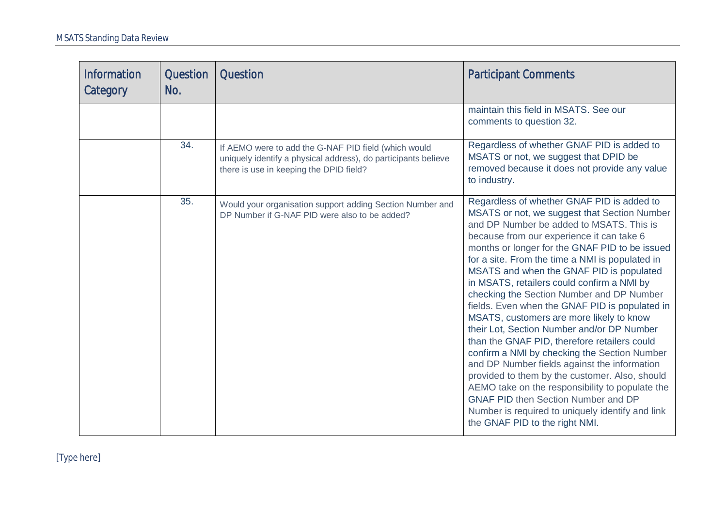| Information Category | Question No. | Question | Participant Comments |
|---|---|---|---|
| | | | maintain this field in MSATS. See our comments to question 32. |
| | 34. | If AEMO were to add the G-NAF PID field (which would uniquely identify a physical address), do participants believe there is use in keeping the DPID field? | Regardless of whether GNAF PID is added to MSATS or not, we suggest that DPID be removed because it does not provide any value to industry. |
| | 35. | Would your organisation support adding Section Number and DP Number if G-NAF PID were also to be added? | Regardless of whether GNAF PID is added to MSATS or not, we suggest that Section Number and DP Number be added to MSATS. This is because from our experience it can take 6 months or longer for the GNAF PID to be issued for a site. From the time a NMI is populated in MSATS and when the GNAF PID is populated in MSATS, retailers could confirm a NMI by checking the Section Number and DP Number fields. Even when the GNAF PID is populated in MSATS, customers are more likely to know their Lot, Section Number and/or DP Number than the GNAF PID, therefore retailers could confirm a NMI by checking the Section Number and DP Number fields against the information provided to them by the customer. Also, should AEMO take on the responsibility to populate the GNAF PID then Section Number and DP Number is required to uniquely identify and link the GNAF PID to the right NMI. |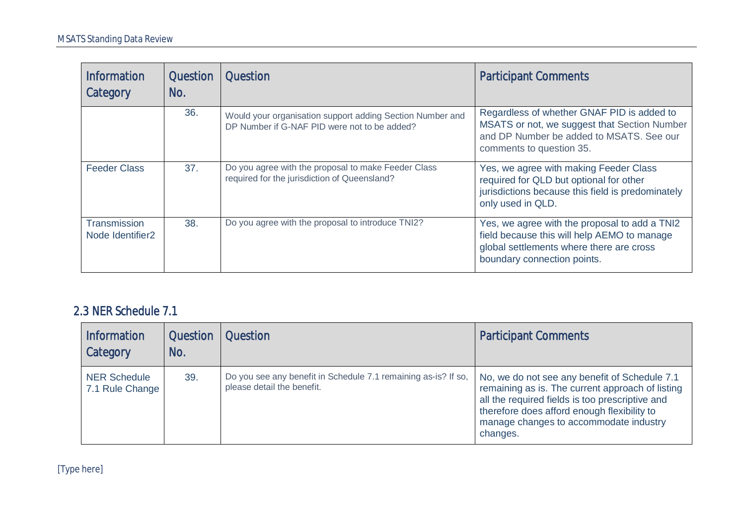| Information Category | Question No. | Question | Participant Comments |
|---|---|---|---|
| | 36. | Would your organisation support adding Section Number and DP Number if G-NAF PID were not to be added? | Regardless of whether GNAF PID is added to MSATS or not, we suggest that Section Number and DP Number be added to MSATS. See our comments to question 35. |
| Feeder Class | 37. | Do you agree with the proposal to make Feeder Class required for the jurisdiction of Queensland? | Yes, we agree with making Feeder Class required for QLD but optional for other jurisdictions because this field is predominately only used in QLD. |
| Transmission Node Identifier2 | 38. | Do you agree with the proposal to introduce TNI2? | Yes, we agree with the proposal to add a TNI2 field because this will help AEMO to manage global settlements where there are cross boundary connection points. |

## 2.3 NER Schedule 7.1

| Information Category | Question No. | Question | Participant Comments |
|---|---|---|---|
| NER Schedule 7.1 Rule Change | 39. | Do you see any benefit in Schedule 7.1 remaining as-is? If so, please detail the benefit. | No, we do not see any benefit of Schedule 7.1 remaining as is. The current approach of listing all the required fields is too prescriptive and therefore does afford enough flexibility to manage changes to accommodate industry changes. |

[Type here]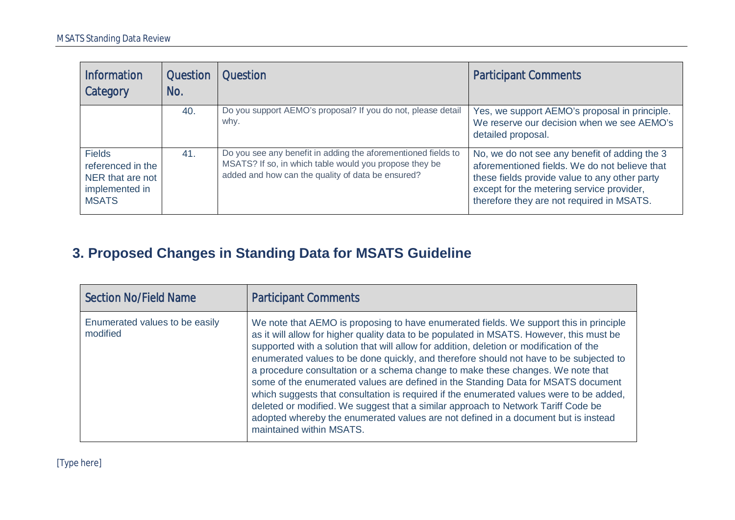| Information Category | Question No. | Question | Participant Comments |
| --- | --- | --- | --- |
| | 40. | Do you support AEMO's proposal? If you do not, please detail why. | Yes, we support AEMO's proposal in principle. We reserve our decision when we see AEMO's detailed proposal. |
| Fields referenced in the NER that are not implemented in MSATS | 41. | Do you see any benefit in adding the aforementioned fields to MSATS? If so, in which table would you propose they be added and how can the quality of data be ensured? | No, we do not see any benefit of adding the 3 aforementioned fields. We do not believe that these fields provide value to any other party except for the metering service provider, therefore they are not required in MSATS. |

## 3. Proposed Changes in Standing Data for MSATS Guideline

| Section No/Field Name | Participant Comments |
| --- | --- |
| Enumerated values to be easily modified | We note that AEMO is proposing to have enumerated fields. We support this in principle as it will allow for higher quality data to be populated in MSATS. However, this must be supported with a solution that will allow for addition, deletion or modification of the enumerated values to be done quickly, and therefore should not have to be subjected to a procedure consultation or a schema change to make these changes. We note that some of the enumerated values are defined in the Standing Data for MSATS document which suggests that consultation is required if the enumerated values were to be added, deleted or modified. We suggest that a similar approach to Network Tariff Code be adopted whereby the enumerated values are not defined in a document but is instead maintained within MSATS. |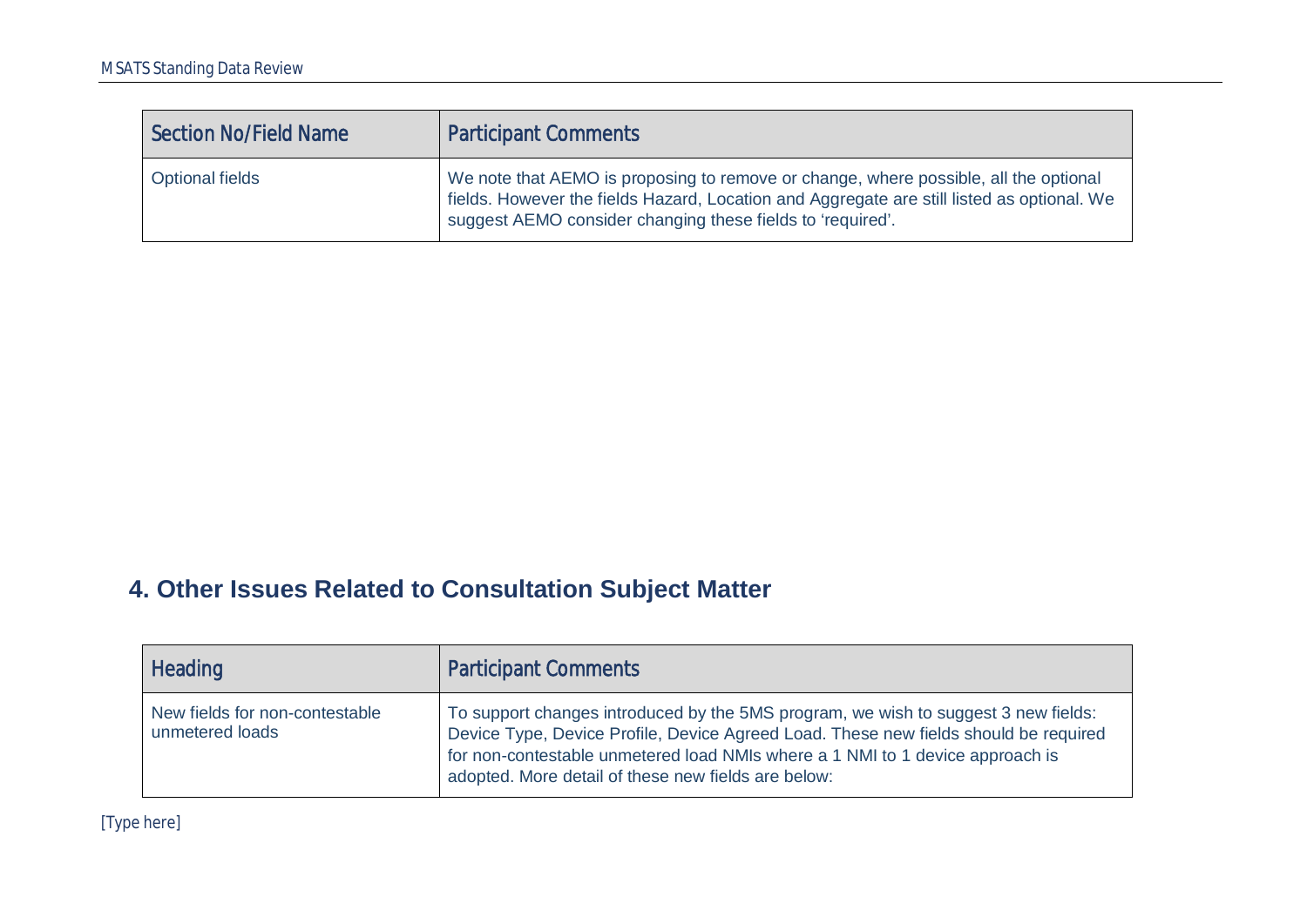| Section No/Field Name | Participant Comments |
| --- | --- |
| Optional fields | We note that AEMO is proposing to remove or change, where possible, all the optional fields. However the fields Hazard, Location and Aggregate are still listed as optional. We suggest AEMO consider changing these fields to 'required'. |

## 4. Other Issues Related to Consultation Subject Matter

| Heading | Participant Comments |
| --- | --- |
| New fields for non-contestable unmetered loads | To support changes introduced by the 5MS program, we wish to suggest 3 new fields: Device Type, Device Profile, Device Agreed Load. These new fields should be required for non-contestable unmetered load NMIs where a 1 NMI to 1 device approach is adopted. More detail of these new fields are below: |

[Type here]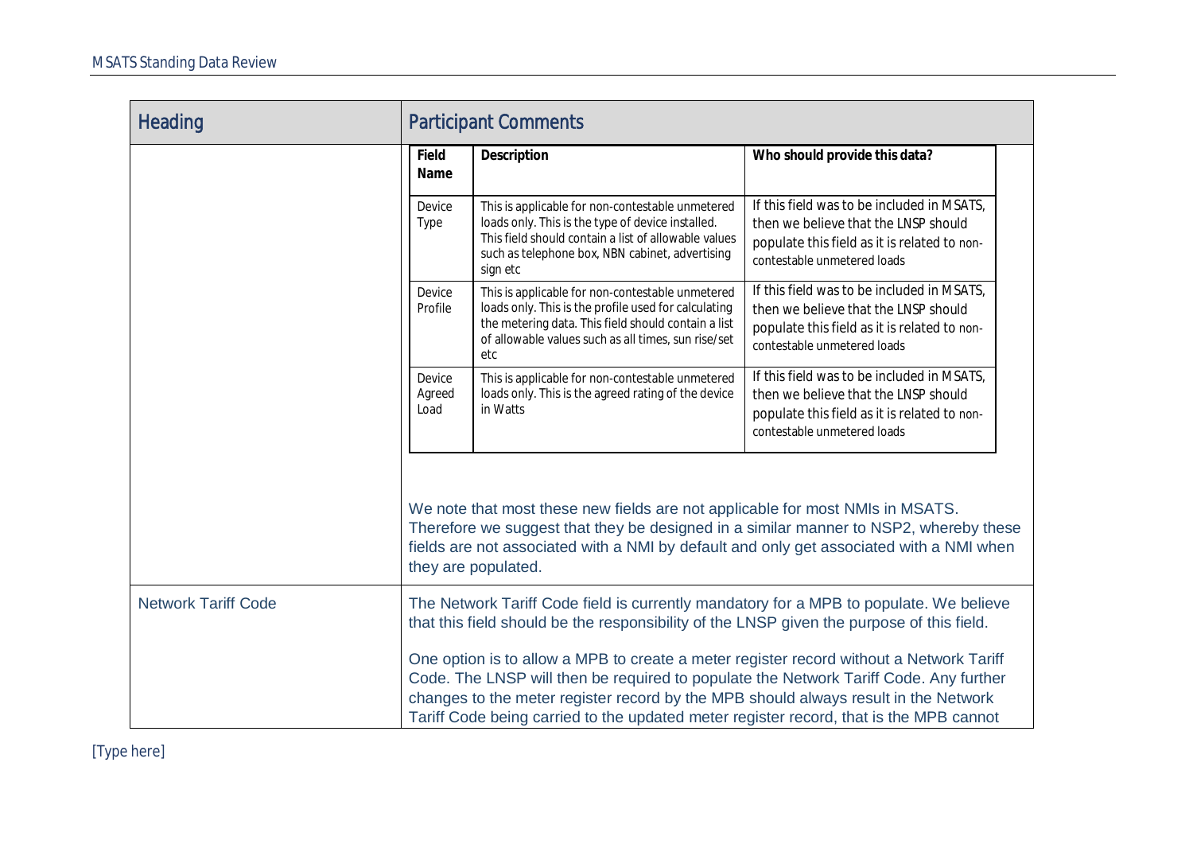| Heading | Participant Comments |
|---|---|
| | **Field Name** / **Description** / **Who should provide this data?**<br><br>**Device Type** — This is applicable for non-contestable unmetered loads only. This is the type of device installed. This field should contain a list of allowable values such as telephone box, NBN cabinet, advertising sign etc — If this field was to be included in MSATS, then we believe that the LNSP should populate this field as it is related to non-contestable unmetered loads<br><br>**Device Profile** — This is applicable for non-contestable unmetered loads only. This is the profile used for calculating the metering data. This field should contain a list of allowable values such as all times, sun rise/set etc — If this field was to be included in MSATS, then we believe that the LNSP should populate this field as it is related to non-contestable unmetered loads<br><br>**Device Agreed Load** — This is applicable for non-contestable unmetered loads only. This is the agreed rating of the device in Watts — If this field was to be included in MSATS, then we believe that the LNSP should populate this field as it is related to non-contestable unmetered loads<br><br>We note that most these new fields are not applicable for most NMIs in MSATS. Therefore we suggest that they be designed in a similar manner to NSP2, whereby these fields are not associated with a NMI by default and only get associated with a NMI when they are populated. |
| Network Tariff Code | The Network Tariff Code field is currently mandatory for a MPB to populate. We believe that this field should be the responsibility of the LNSP given the purpose of this field.<br><br>One option is to allow a MPB to create a meter register record without a Network Tariff Code. The LNSP will then be required to populate the Network Tariff Code. Any further changes to the meter register record by the MPB should always result in the Network Tariff Code being carried to the updated meter register record, that is the MPB cannot |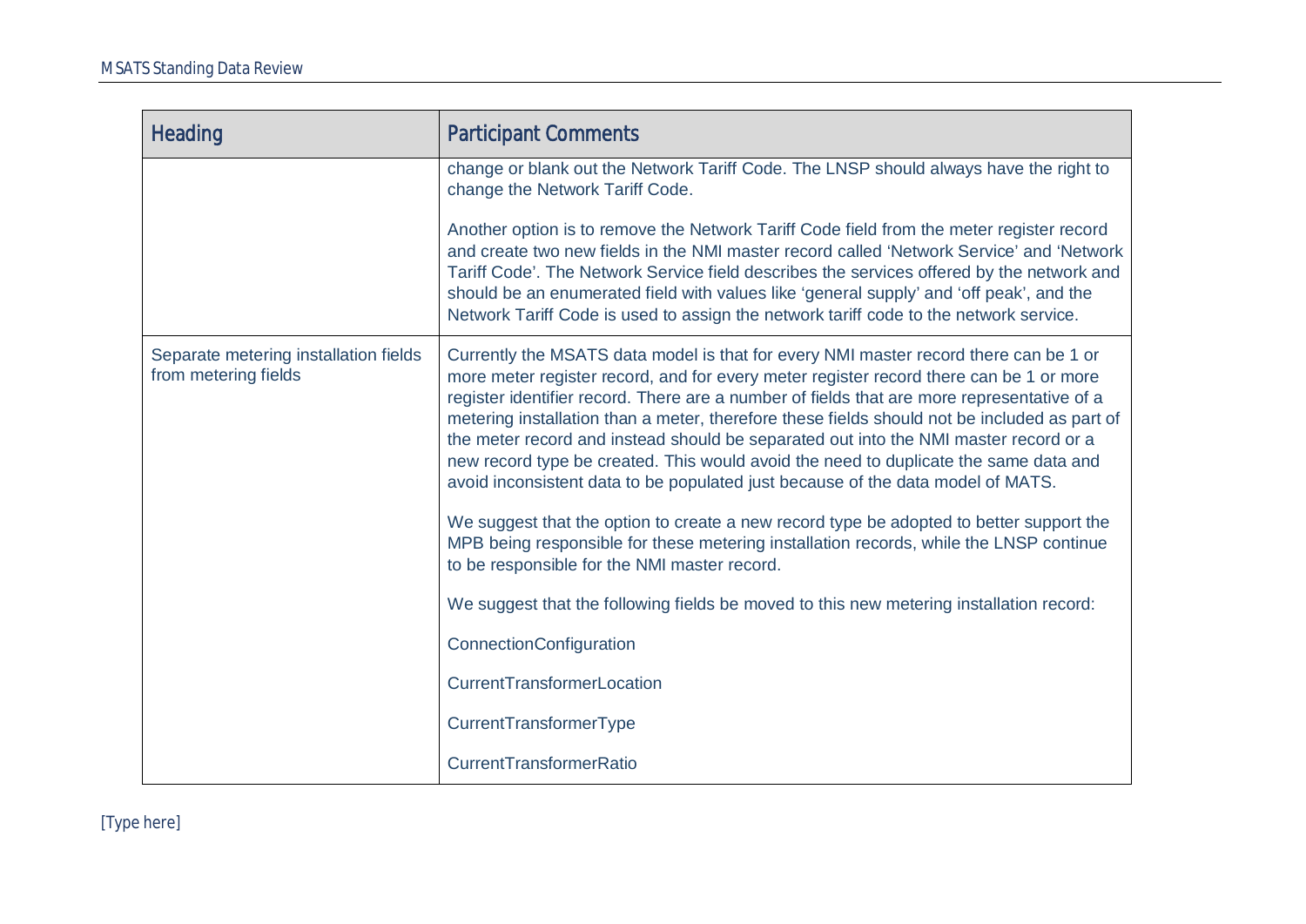| Heading | Participant Comments |
| --- | --- |
| | change or blank out the Network Tariff Code. The LNSP should always have the right to change the Network Tariff Code.<br><br>Another option is to remove the Network Tariff Code field from the meter register record and create two new fields in the NMI master record called 'Network Service' and 'Network Tariff Code'. The Network Service field describes the services offered by the network and should be an enumerated field with values like 'general supply' and 'off peak', and the Network Tariff Code is used to assign the network tariff code to the network service. |
| Separate metering installation fields from metering fields | Currently the MSATS data model is that for every NMI master record there can be 1 or more meter register record, and for every meter register record there can be 1 or more register identifier record. There are a number of fields that are more representative of a metering installation than a meter, therefore these fields should not be included as part of the meter record and instead should be separated out into the NMI master record or a new record type be created. This would avoid the need to duplicate the same data and avoid inconsistent data to be populated just because of the data model of MATS.<br><br>We suggest that the option to create a new record type be adopted to better support the MPB being responsible for these metering installation records, while the LNSP continue to be responsible for the NMI master record.<br><br>We suggest that the following fields be moved to this new metering installation record:<br><br>ConnectionConfiguration<br><br>CurrentTransformerLocation<br><br>CurrentTransformerType<br><br>CurrentTransformerRatio |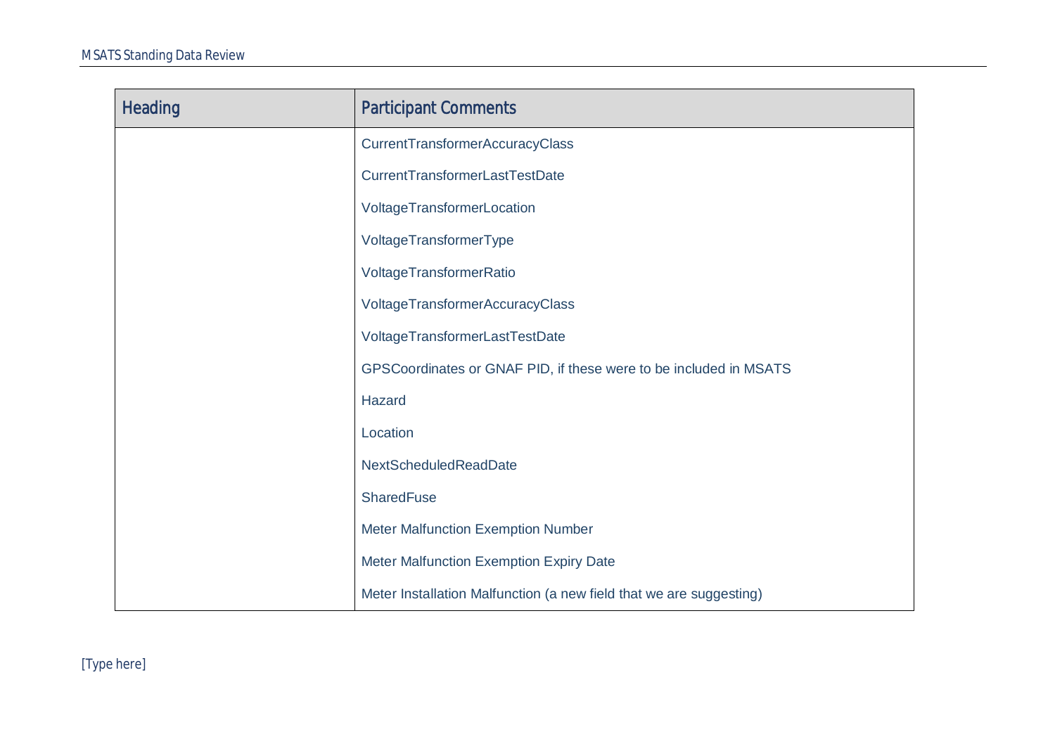| Heading | Participant Comments |
|---|---|
| | CurrentTransformerAccuracyClass<br><br>CurrentTransformerLastTestDate<br><br>VoltageTransformerLocation<br><br>VoltageTransformerType<br><br>VoltageTransformerRatio<br><br>VoltageTransformerAccuracyClass<br><br>VoltageTransformerLastTestDate<br><br>GPSCoordinates or GNAF PID, if these were to be included in MSATS<br><br>Hazard<br><br>Location<br><br>NextScheduledReadDate<br><br>SharedFuse<br><br>Meter Malfunction Exemption Number<br><br>Meter Malfunction Exemption Expiry Date<br><br>Meter Installation Malfunction (a new field that we are suggesting) |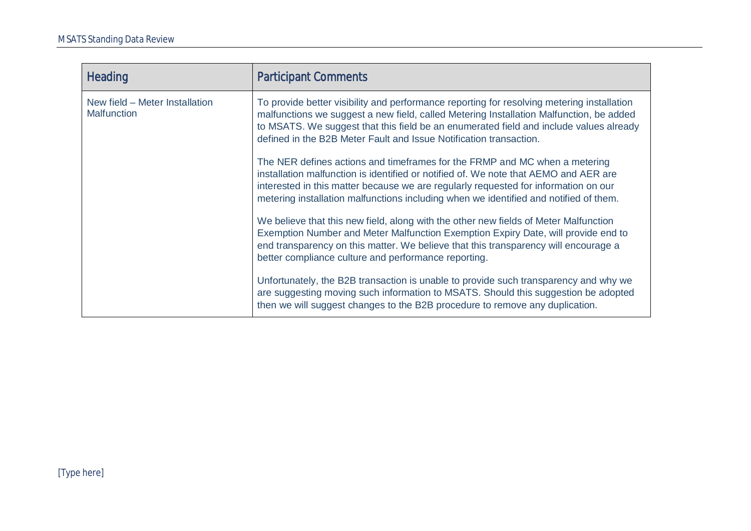| Heading | Participant Comments |
|---|---|
| New field – Meter Installation Malfunction | To provide better visibility and performance reporting for resolving metering installation malfunctions we suggest a new field, called Metering Installation Malfunction, be added to MSATS. We suggest that this field be an enumerated field and include values already defined in the B2B Meter Fault and Issue Notification transaction.<br><br>The NER defines actions and timeframes for the FRMP and MC when a metering installation malfunction is identified or notified of. We note that AEMO and AER are interested in this matter because we are regularly requested for information on our metering installation malfunctions including when we identified and notified of them.<br><br>We believe that this new field, along with the other new fields of Meter Malfunction Exemption Number and Meter Malfunction Exemption Expiry Date, will provide end to end transparency on this matter. We believe that this transparency will encourage a better compliance culture and performance reporting.<br><br>Unfortunately, the B2B transaction is unable to provide such transparency and why we are suggesting moving such information to MSATS. Should this suggestion be adopted then we will suggest changes to the B2B procedure to remove any duplication. |

[Type here]